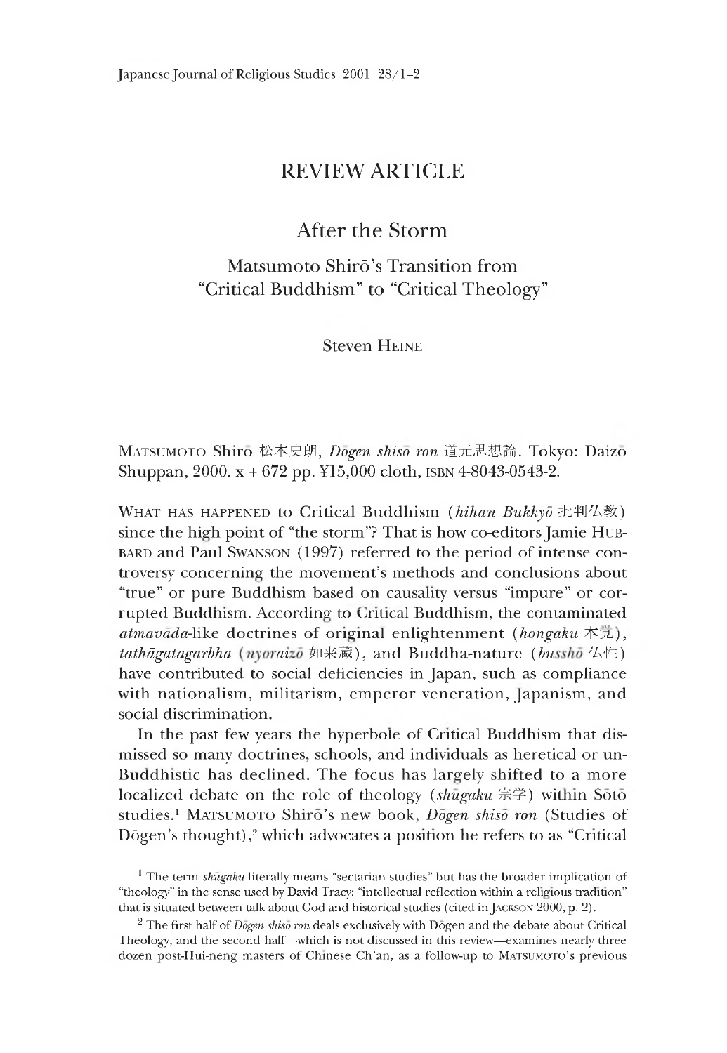# REVIEW ARTICLE

## After the Storm

### Matsumoto Shirō's Transition from "Critical Buddhism" to "Critical Theology"

Steven Heine

Matsumoto Shirō 松本史朗, *Dōgen shisō ron* 道元思想論. Tokyo: Daizō Shuppan, 2000. x + 672 pp. ¥15,000 cloth, ISBN 4-8043-0543-2.

What has happened to Critical Buddhism (*hihan Bukkyō* 批判仏教) since the high point of "the storm"? That is how co-editors Jamie Hubbard and Paul Swanson (1997) referred to the period of intense controversy concerning the movement's methods and conclusions about "true" or pure Buddhism based on causality versus "impure" or corrupted Buddhism. According to Critical Buddhism, the contaminated *ātmavāda*-like doctrines of original enlightenment (*hongaku* 本覚), *tathāgatagarbha* (*nyoraizō* 如来蔵), and Buddha-nature (*busshō* 仏性) have contributed to social deficiencies in Japan, such as compliance with nationalism, militarism, emperor veneration, Japanism, and social discrimination.

In the past few years the hyperbole of Critical Buddhism that dismissed so many doctrines, schools, and individuals as heretical or un-Buddhistic has declined. The focus has largely shifted to a more localized debate on the role of theology (*shūgaku* 宗学) within Sōtō studies.[1] Matsumoto Shirō's new book, *Dōgen shisō ron* (Studies of Dōgen's thought),[2] which advocates a position he refers to as "Critical

[1] The term *shūgaku* literally means "sectarian studies" but has the broader implication of "theology" in the sense used by David Tracy: "intellectual reflection within a religious tradition" that is situated between talk about God and historical studies (cited in Jackson 2000, p. 2).

[2] The first half of *Dōgen shisō ron* deals exclusively with Dōgen and the debate about Critical Theology, and the second half—which is not discussed in this review—examines nearly three dozen post-Hui-neng masters of Chinese Ch'an, as a follow-up to Matsumoto's previous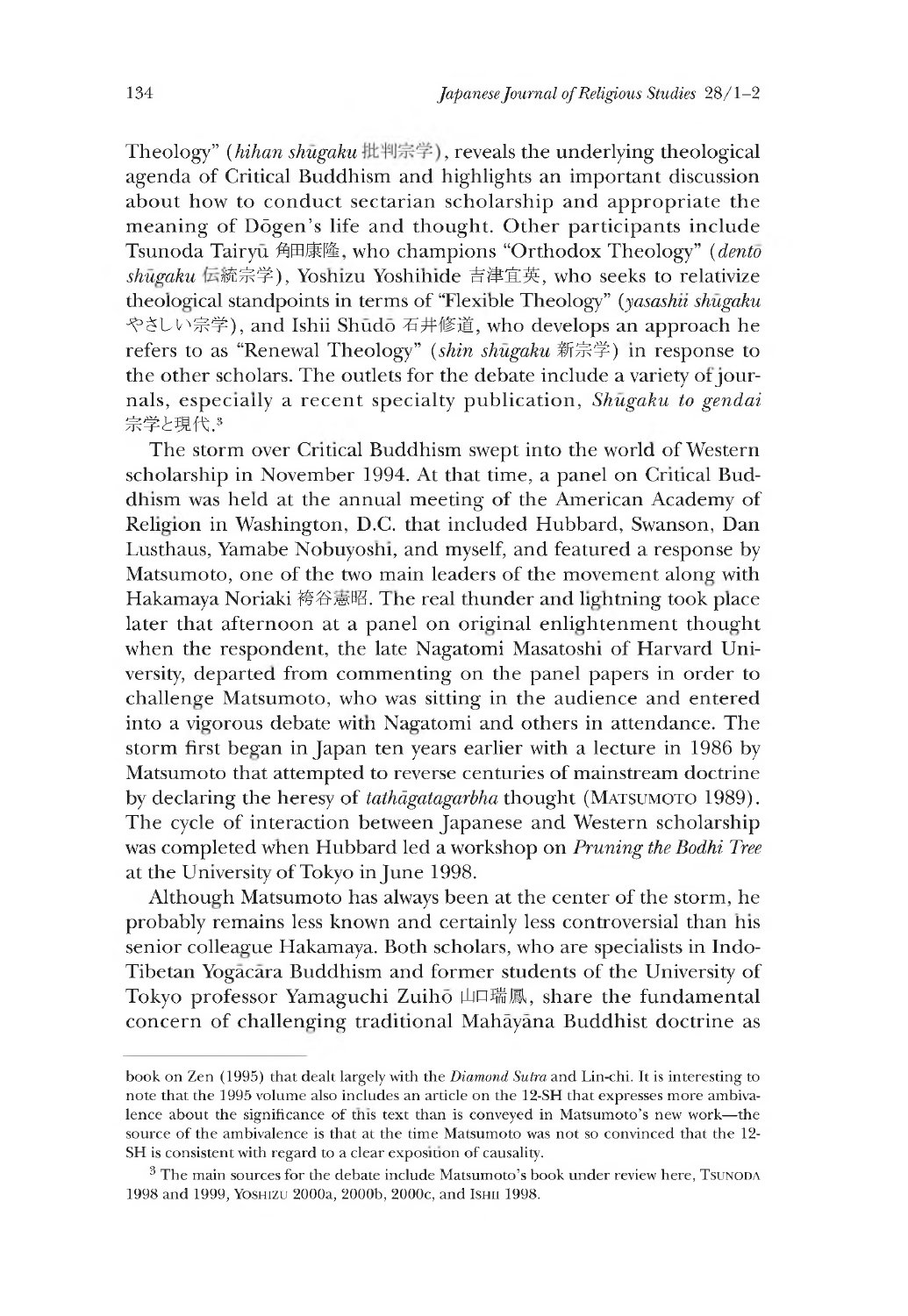Theology" (*hihan shūgaku* 批判宗学), reveals the underlying theological agenda of Critical Buddhism and highlights an important discussion about how to conduct sectarian scholarship and appropriate the meaning of Dōgen's life and thought. Other participants include Tsunoda Tairyū 角田泰隆, who champions "Orthodox Theology" (*dentō shūgaku* 伝統宗学), Yoshizu Yoshihide 吉津宜英, who seeks to relativize theological standpoints in terms of "Flexible Theology" (*yasashii shūgaku* やさしい宗学), and Ishii Shūdō 石井修道, who develops an approach he refers to as "Renewal Theology" (*shin shūgaku* 新宗学) in response to the other scholars. The outlets for the debate include a variety of journals, especially a recent specialty publication, *Shūgaku to gendai* 宗学と現代.[3]

The storm over Critical Buddhism swept into the world of Western scholarship in November 1994. At that time, a panel on Critical Buddhism was held at the annual meeting of the American Academy of Religion in Washington, D.C. that included Hubbard, Swanson, Dan Lusthaus, Yamabe Nobuyoshi, and myself, and featured a response by Matsumoto, one of the two main leaders of the movement along with Hakamaya Noriaki 袴谷憲昭. The real thunder and lightning took place later that afternoon at a panel on original enlightenment thought when the respondent, the late Nagatomi Masatoshi of Harvard University, departed from commenting on the panel papers in order to challenge Matsumoto, who was sitting in the audience and entered into a vigorous debate with Nagatomi and others in attendance. The storm first began in Japan ten years earlier with a lecture in 1986 by Matsumoto that attempted to reverse centuries of mainstream doctrine by declaring the heresy of *tathāgatagarbha* thought (MATSUMOTO 1989). The cycle of interaction between Japanese and Western scholarship was completed when Hubbard led a workshop on *Pruning the Bodhi Tree* at the University of Tokyo in June 1998.

Although Matsumoto has always been at the center of the storm, he probably remains less known and certainly less controversial than his senior colleague Hakamaya. Both scholars, who are specialists in Indo-Tibetan Yogācāra Buddhism and former students of the University of Tokyo professor Yamaguchi Zuihō 山口瑞鳳, share the fundamental concern of challenging traditional Mahāyāna Buddhist doctrine as

---

book on Zen (1995) that dealt largely with the *Diamond Sutra* and Lin-chi. It is interesting to note that the 1995 volume also includes an article on the 12-SH that expresses more ambivalence about the significance of this text than is conveyed in Matsumoto's new work—the source of the ambivalence is that at the time Matsumoto was not so convinced that the 12-SH is consistent with regard to a clear exposition of causality.

[3] The main sources for the debate include Matsumoto's book under review here, TSUNODA 1998 and 1999, YOSHIZU 2000a, 2000b, 2000c, and ISHII 1998.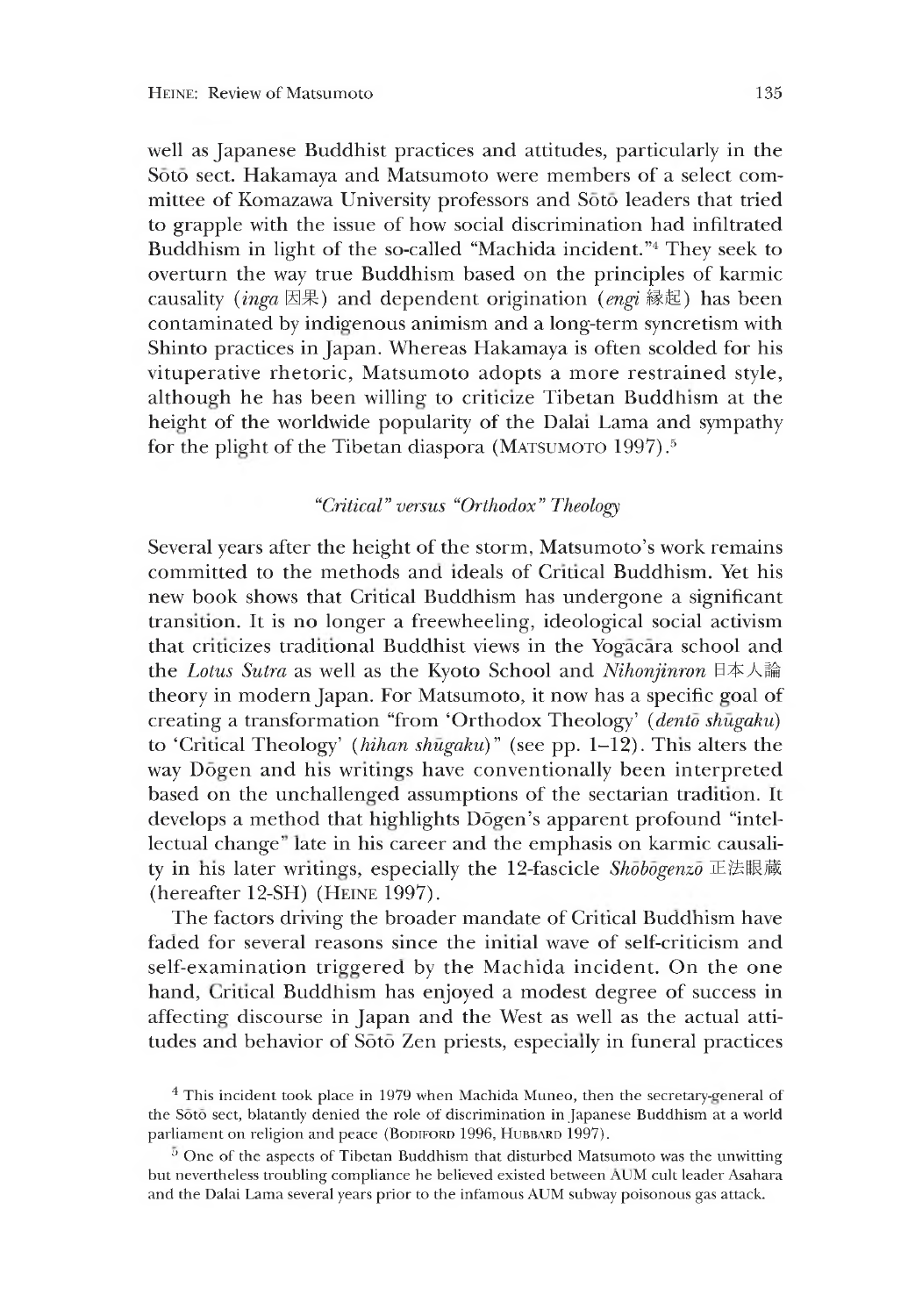well as Japanese Buddhist practices and attitudes, particularly in the Sōtō sect. Hakamaya and Matsumoto were members of a select committee of Komazawa University professors and Sōtō leaders that tried to grapple with the issue of how social discrimination had infiltrated Buddhism in light of the so-called "Machida incident."[4] They seek to overturn the way true Buddhism based on the principles of karmic causality (*inga* 因果) and dependent origination (*engi* 縁起) has been contaminated by indigenous animism and a long-term syncretism with Shinto practices in Japan. Whereas Hakamaya is often scolded for his vituperative rhetoric, Matsumoto adopts a more restrained style, although he has been willing to criticize Tibetan Buddhism at the height of the worldwide popularity of the Dalai Lama and sympathy for the plight of the Tibetan diaspora (MATSUMOTO 1997).[5]

### *"Critical" versus "Orthodox" Theology*

Several years after the height of the storm, Matsumoto's work remains committed to the methods and ideals of Critical Buddhism. Yet his new book shows that Critical Buddhism has undergone a significant transition. It is no longer a freewheeling, ideological social activism that criticizes traditional Buddhist views in the Yogācāra school and the *Lotus Sutra* as well as the Kyoto School and *Nihonjinron* 日本人論 theory in modern Japan. For Matsumoto, it now has a specific goal of creating a transformation "from 'Orthodox Theology' (*dentō shūgaku*) to 'Critical Theology' (*hihan shūgaku*)" (see pp. 1–12). This alters the way Dōgen and his writings have conventionally been interpreted based on the unchallenged assumptions of the sectarian tradition. It develops a method that highlights Dōgen's apparent profound "intellectual change" late in his career and the emphasis on karmic causality in his later writings, especially the 12-fascicle *Shōbōgenzō* 正法眼蔵 (hereafter 12-SH) (HEINE 1997).

The factors driving the broader mandate of Critical Buddhism have faded for several reasons since the initial wave of self-criticism and self-examination triggered by the Machida incident. On the one hand, Critical Buddhism has enjoyed a modest degree of success in affecting discourse in Japan and the West as well as the actual attitudes and behavior of Sōtō Zen priests, especially in funeral practices

[4] This incident took place in 1979 when Machida Muneo, then the secretary-general of the Sōtō sect, blatantly denied the role of discrimination in Japanese Buddhism at a world parliament on religion and peace (BODIFORD 1996, HUBBARD 1997).

[5] One of the aspects of Tibetan Buddhism that disturbed Matsumoto was the unwitting but nevertheless troubling compliance he believed existed between AUM cult leader Asahara and the Dalai Lama several years prior to the infamous AUM subway poisonous gas attack.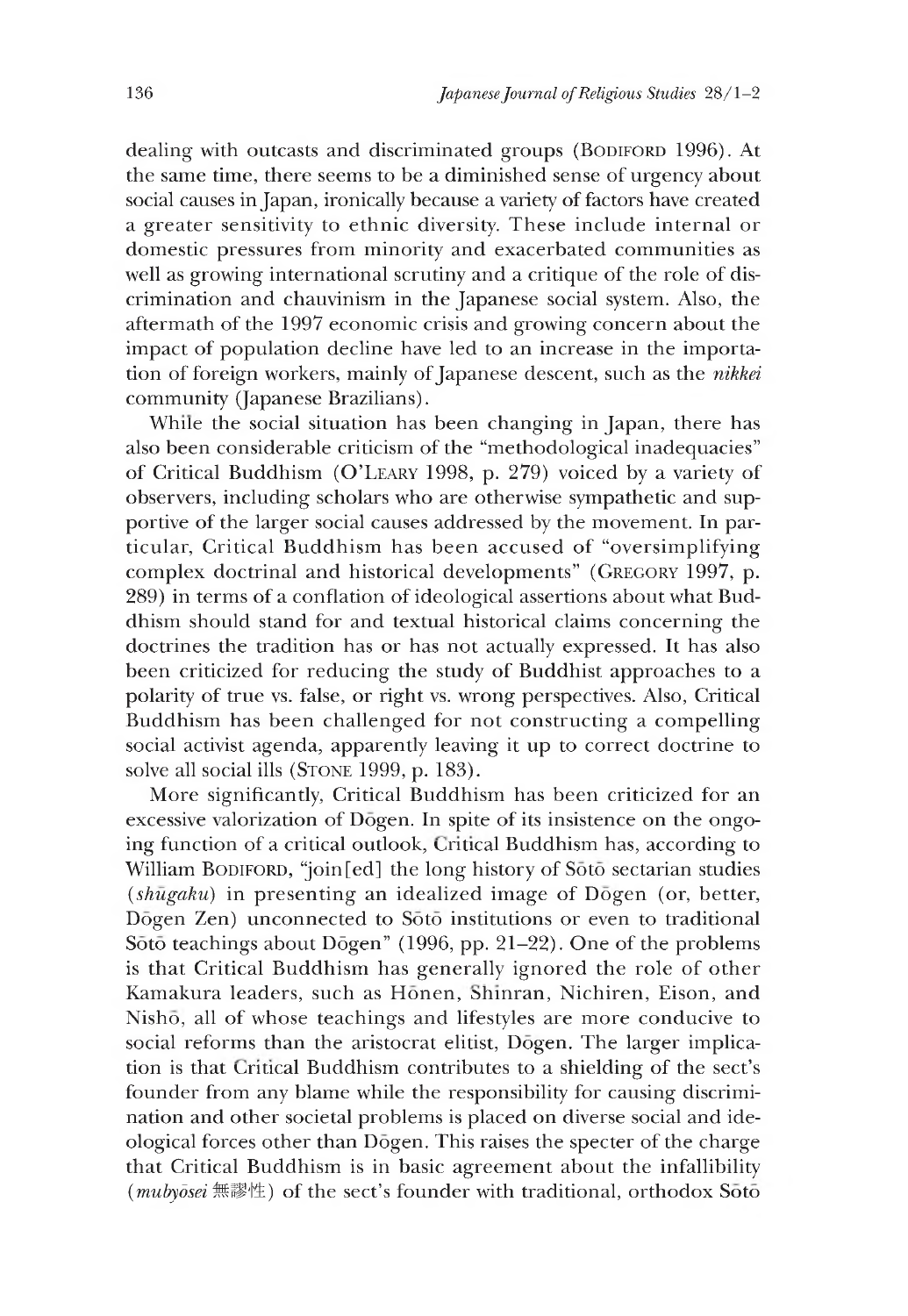dealing with outcasts and discriminated groups (Bodiford 1996). At the same time, there seems to be a diminished sense of urgency about social causes in Japan, ironically because a variety of factors have created a greater sensitivity to ethnic diversity. These include internal or domestic pressures from minority and exacerbated communities as well as growing international scrutiny and a critique of the role of discrimination and chauvinism in the Japanese social system. Also, the aftermath of the 1997 economic crisis and growing concern about the impact of population decline have led to an increase in the importation of foreign workers, mainly of Japanese descent, such as the *nikkei* community (Japanese Brazilians).

While the social situation has been changing in Japan, there has also been considerable criticism of the "methodological inadequacies" of Critical Buddhism (O'Leary 1998, p. 279) voiced by a variety of observers, including scholars who are otherwise sympathetic and supportive of the larger social causes addressed by the movement. In particular, Critical Buddhism has been accused of "oversimplifying complex doctrinal and historical developments" (Gregory 1997, p. 289) in terms of a conflation of ideological assertions about what Buddhism should stand for and textual historical claims concerning the doctrines the tradition has or has not actually expressed. It has also been criticized for reducing the study of Buddhist approaches to a polarity of true vs. false, or right vs. wrong perspectives. Also, Critical Buddhism has been challenged for not constructing a compelling social activist agenda, apparently leaving it up to correct doctrine to solve all social ills (Stone 1999, p. 183).

More significantly, Critical Buddhism has been criticized for an excessive valorization of Dōgen. In spite of its insistence on the ongoing function of a critical outlook, Critical Buddhism has, according to William Bodiford, "join[ed] the long history of Sōtō sectarian studies (*shūgaku*) in presenting an idealized image of Dōgen (or, better, Dōgen Zen) unconnected to Sōtō institutions or even to traditional Sōtō teachings about Dōgen" (1996, pp. 21–22). One of the problems is that Critical Buddhism has generally ignored the role of other Kamakura leaders, such as Hōnen, Shinran, Nichiren, Eison, and Nishō, all of whose teachings and lifestyles are more conducive to social reforms than the aristocrat elitist, Dōgen. The larger implication is that Critical Buddhism contributes to a shielding of the sect's founder from any blame while the responsibility for causing discrimination and other societal problems is placed on diverse social and ideological forces other than Dōgen. This raises the specter of the charge that Critical Buddhism is in basic agreement about the infallibility (*mubyōsei* 無謬性) of the sect's founder with traditional, orthodox Sōtō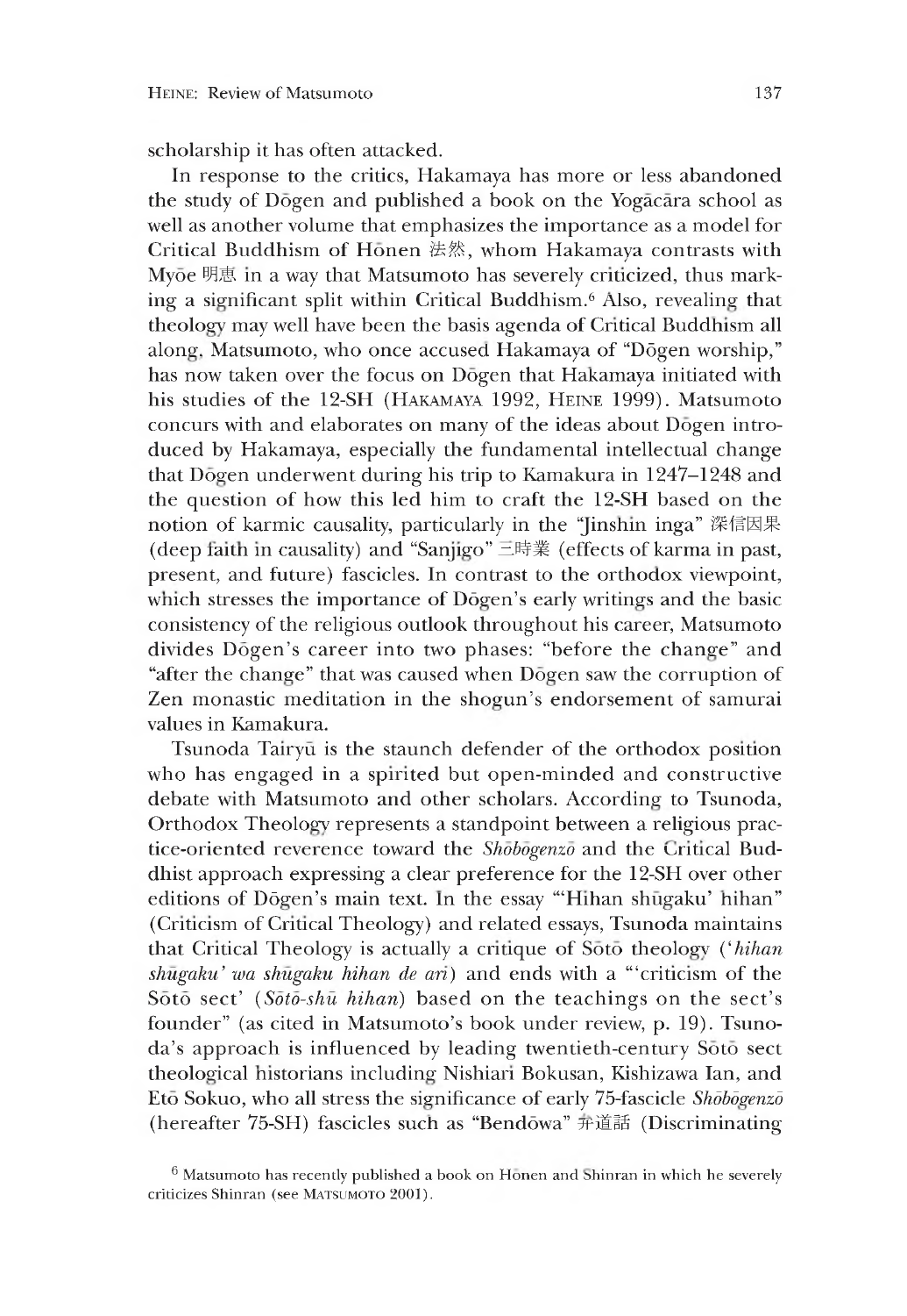scholarship it has often attacked.

In response to the critics, Hakamaya has more or less abandoned the study of Dōgen and published a book on the Yogācāra school as well as another volume that emphasizes the importance as a model for Critical Buddhism of Hōnen 法然, whom Hakamaya contrasts with Myōe 明恵 in a way that Matsumoto has severely criticized, thus marking a significant split within Critical Buddhism.[6] Also, revealing that theology may well have been the basis agenda of Critical Buddhism all along, Matsumoto, who once accused Hakamaya of "Dōgen worship," has now taken over the focus on Dōgen that Hakamaya initiated with his studies of the 12-SH (Hakamaya 1992, Heine 1999). Matsumoto concurs with and elaborates on many of the ideas about Dōgen introduced by Hakamaya, especially the fundamental intellectual change that Dōgen underwent during his trip to Kamakura in 1247–1248 and the question of how this led him to craft the 12-SH based on the notion of karmic causality, particularly in the "Jinshin inga" 深信因果 (deep faith in causality) and "Sanjigo" 三時業 (effects of karma in past, present, and future) fascicles. In contrast to the orthodox viewpoint, which stresses the importance of Dōgen's early writings and the basic consistency of the religious outlook throughout his career, Matsumoto divides Dōgen's career into two phases: "before the change" and "after the change" that was caused when Dōgen saw the corruption of Zen monastic meditation in the shogun's endorsement of samurai values in Kamakura.

Tsunoda Tairyū is the staunch defender of the orthodox position who has engaged in a spirited but open-minded and constructive debate with Matsumoto and other scholars. According to Tsunoda, Orthodox Theology represents a standpoint between a religious practice-oriented reverence toward the *Shōbōgenzō* and the Critical Buddhist approach expressing a clear preference for the 12-SH over other editions of Dōgen's main text. In the essay "'Hihan shūgaku' hihan" (Criticism of Critical Theology) and related essays, Tsunoda maintains that Critical Theology is actually a critique of Sōtō theology (*'hihan shūgaku' wa shūgaku hihan de ari*) and ends with a "'criticism of the Sōtō sect' (*Sōtō-shū hihan*) based on the teachings on the sect's founder" (as cited in Matsumoto's book under review, p. 19). Tsunoda's approach is influenced by leading twentieth-century Sōtō sect theological historians including Nishiari Bokusan, Kishizawa Ian, and Etō Sokuo, who all stress the significance of early 75-fascicle *Shōbōgenzō* (hereafter 75-SH) fascicles such as "Bendōwa" 弁道話 (Discriminating

[6] Matsumoto has recently published a book on Hōnen and Shinran in which he severely criticizes Shinran (see Matsumoto 2001).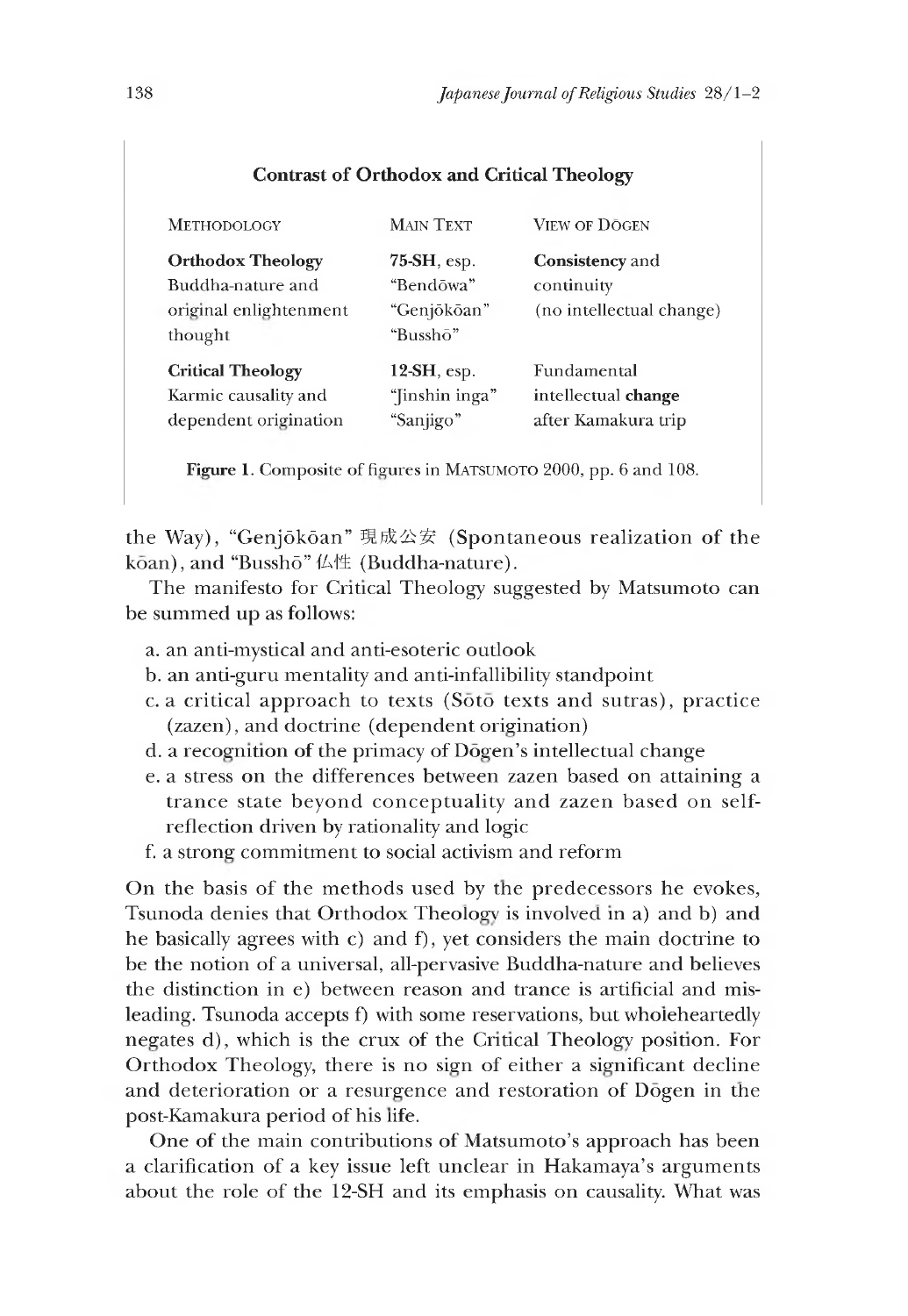**Contrast of Orthodox and Critical Theology**

| METHODOLOGY | MAIN TEXT | VIEW OF DŌGEN |
|---|---|---|
| **Orthodox Theology** Buddha-nature and original enlightenment thought | **75-SH**, esp. "Bendōwa" "Genjōkōan" "Busshō" | **Consistency** and continuity (no intellectual change) |
| **Critical Theology** Karmic causality and dependent origination | **12-SH**, esp. "Jinshin inga" "Sanjigo" | Fundamental intellectual **change** after Kamakura trip |

**Figure 1.** Composite of figures in MATSUMOTO 2000, pp. 6 and 108.

the Way), "Genjōkōan" 現成公安 (Spontaneous realization of the kōan), and "Busshō" 仏性 (Buddha-nature).

The manifesto for Critical Theology suggested by Matsumoto can be summed up as follows:

a. an anti-mystical and anti-esoteric outlook
b. an anti-guru mentality and anti-infallibility standpoint
c. a critical approach to texts (Sōtō texts and sutras), practice (zazen), and doctrine (dependent origination)
d. a recognition of the primacy of Dōgen's intellectual change
e. a stress on the differences between zazen based on attaining a trance state beyond conceptuality and zazen based on self-reflection driven by rationality and logic
f. a strong commitment to social activism and reform

On the basis of the methods used by the predecessors he evokes, Tsunoda denies that Orthodox Theology is involved in a) and b) and he basically agrees with c) and f), yet considers the main doctrine to be the notion of a universal, all-pervasive Buddha-nature and believes the distinction in e) between reason and trance is artificial and misleading. Tsunoda accepts f) with some reservations, but wholeheartedly negates d), which is the crux of the Critical Theology position. For Orthodox Theology, there is no sign of either a significant decline and deterioration or a resurgence and restoration of Dōgen in the post-Kamakura period of his life.

One of the main contributions of Matsumoto's approach has been a clarification of a key issue left unclear in Hakamaya's arguments about the role of the 12-SH and its emphasis on causality. What was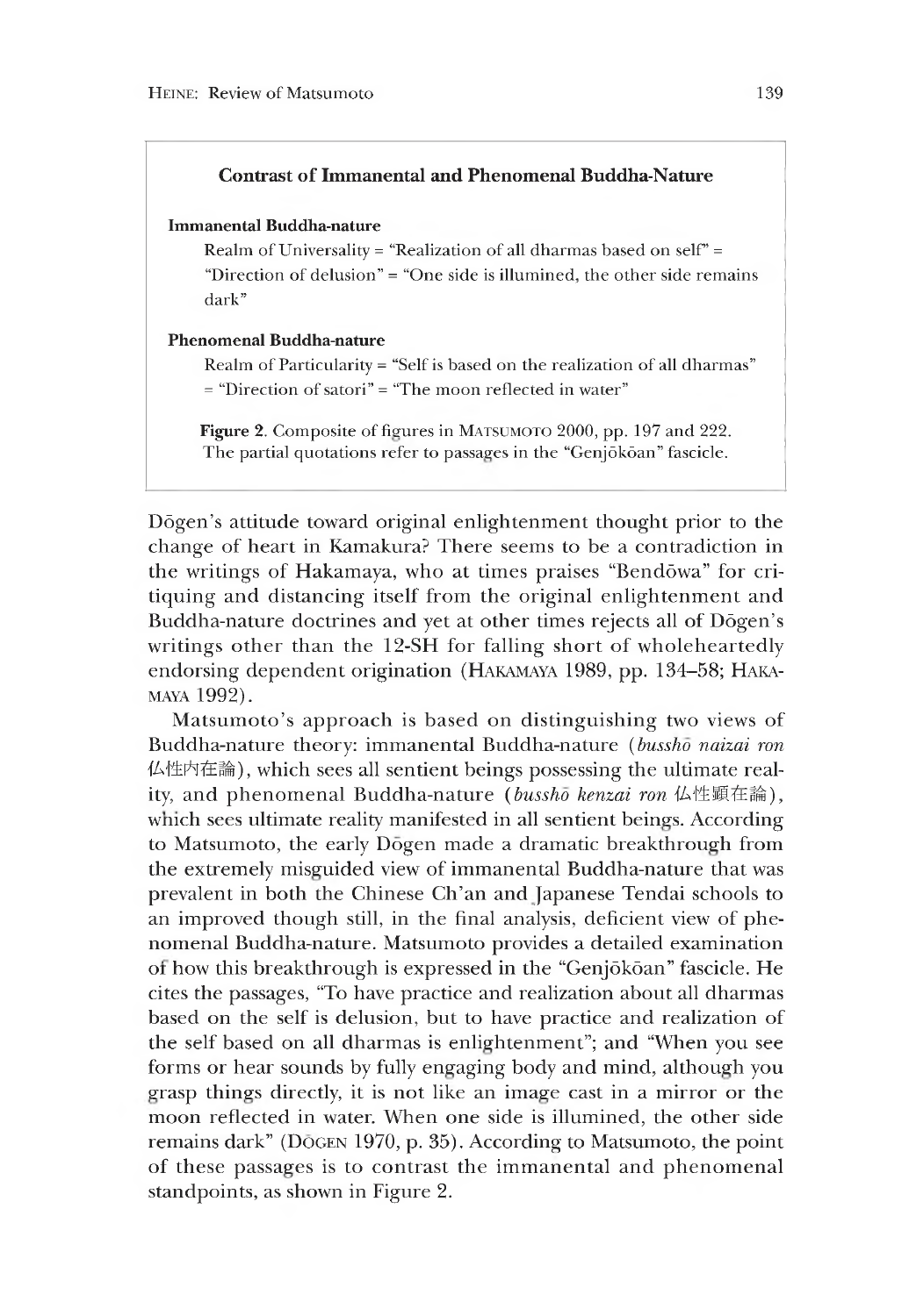**Contrast of Immanental and Phenomenal Buddha-Nature**

**Immanental Buddha-nature**

Realm of Universality = "Realization of all dharmas based on self" = "Direction of delusion" = "One side is illumined, the other side remains dark"

**Phenomenal Buddha-nature**

Realm of Particularity = "Self is based on the realization of all dharmas" = "Direction of satori" = "The moon reflected in water"

**Figure 2.** Composite of figures in MATSUMOTO 2000, pp. 197 and 222. The partial quotations refer to passages in the "Genjōkōan" fascicle.

Dōgen's attitude toward original enlightenment thought prior to the change of heart in Kamakura? There seems to be a contradiction in the writings of Hakamaya, who at times praises "Bendōwa" for critiquing and distancing itself from the original enlightenment and Buddha-nature doctrines and yet at other times rejects all of Dōgen's writings other than the 12-SH for falling short of wholeheartedly endorsing dependent origination (HAKAMAYA 1989, pp. 134–58; HAKAMAYA 1992).

Matsumoto's approach is based on distinguishing two views of Buddha-nature theory: immanental Buddha-nature (*busshō naizai ron* 仏性内在論), which sees all sentient beings possessing the ultimate reality, and phenomenal Buddha-nature (*busshō kenzai ron* 仏性顕在論), which sees ultimate reality manifested in all sentient beings. According to Matsumoto, the early Dōgen made a dramatic breakthrough from the extremely misguided view of immanental Buddha-nature that was prevalent in both the Chinese Ch'an and Japanese Tendai schools to an improved though still, in the final analysis, deficient view of phenomenal Buddha-nature. Matsumoto provides a detailed examination of how this breakthrough is expressed in the "Genjōkōan" fascicle. He cites the passages, "To have practice and realization about all dharmas based on the self is delusion, but to have practice and realization of the self based on all dharmas is enlightenment"; and "When you see forms or hear sounds by fully engaging body and mind, although you grasp things directly, it is not like an image cast in a mirror or the moon reflected in water. When one side is illumined, the other side remains dark" (DŌGEN 1970, p. 35). According to Matsumoto, the point of these passages is to contrast the immanental and phenomenal standpoints, as shown in Figure 2.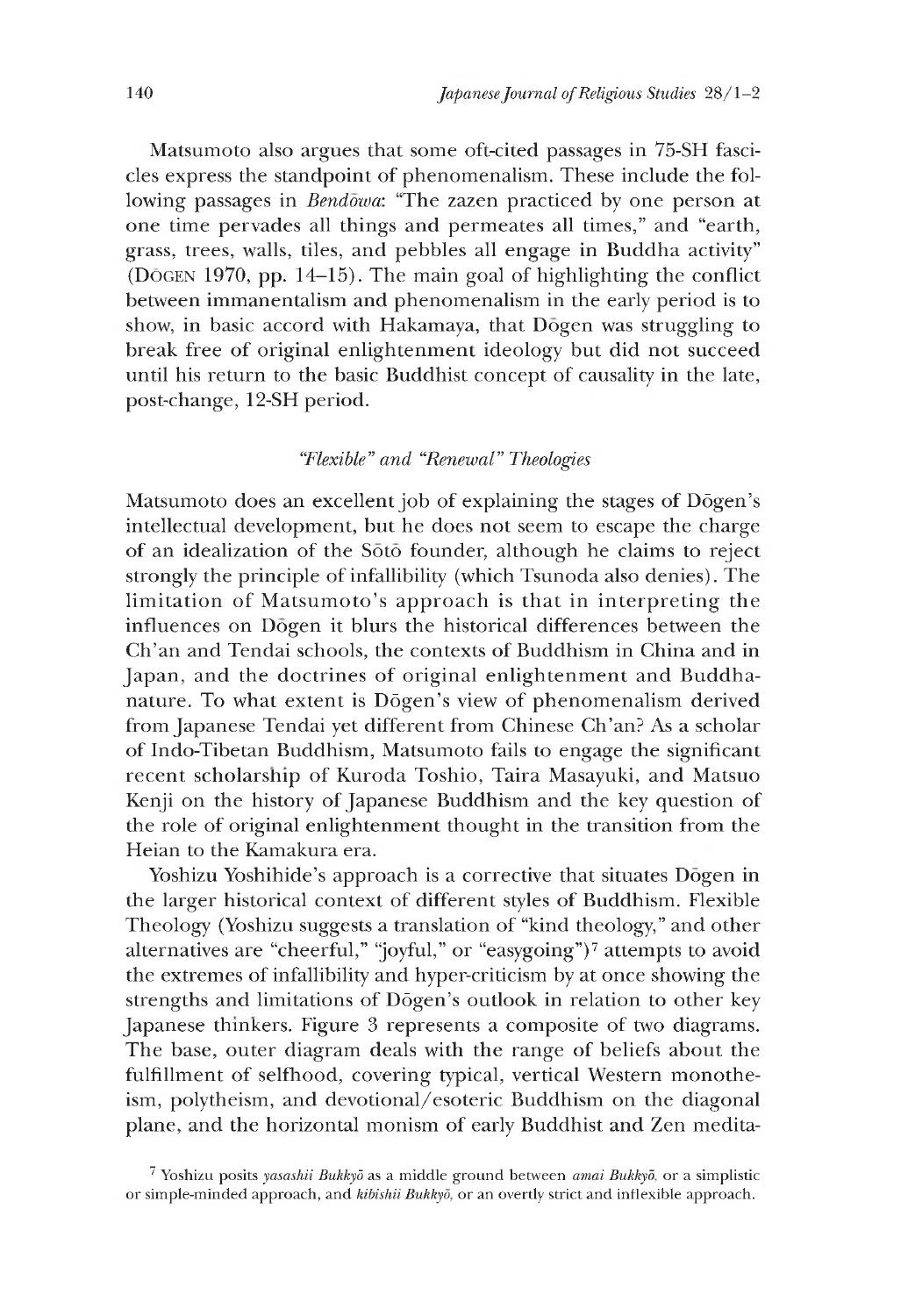Matsumoto also argues that some oft-cited passages in 75-SH fascicles express the standpoint of phenomenalism. These include the following passages in *Bendōwa*: "The zazen practiced by one person at one time pervades all things and permeates all times," and "earth, grass, trees, walls, tiles, and pebbles all engage in Buddha activity" (Dōgen 1970, pp. 14–15). The main goal of highlighting the conflict between immanentalism and phenomenalism in the early period is to show, in basic accord with Hakamaya, that Dōgen was struggling to break free of original enlightenment ideology but did not succeed until his return to the basic Buddhist concept of causality in the late, post-change, 12-SH period.

### *"Flexible" and "Renewal" Theologies*

Matsumoto does an excellent job of explaining the stages of Dōgen's intellectual development, but he does not seem to escape the charge of an idealization of the Sōtō founder, although he claims to reject strongly the principle of infallibility (which Tsunoda also denies). The limitation of Matsumoto's approach is that in interpreting the influences on Dōgen it blurs the historical differences between the Ch'an and Tendai schools, the contexts of Buddhism in China and in Japan, and the doctrines of original enlightenment and Buddha-nature. To what extent is Dōgen's view of phenomenalism derived from Japanese Tendai yet different from Chinese Ch'an? As a scholar of Indo-Tibetan Buddhism, Matsumoto fails to engage the significant recent scholarship of Kuroda Toshio, Taira Masayuki, and Matsuo Kenji on the history of Japanese Buddhism and the key question of the role of original enlightenment thought in the transition from the Heian to the Kamakura era.

Yoshizu Yoshihide's approach is a corrective that situates Dōgen in the larger historical context of different styles of Buddhism. Flexible Theology (Yoshizu suggests a translation of "kind theology," and other alternatives are "cheerful," "joyful," or "easygoing")[7] attempts to avoid the extremes of infallibility and hyper-criticism by at once showing the strengths and limitations of Dōgen's outlook in relation to other key Japanese thinkers. Figure 3 represents a composite of two diagrams. The base, outer diagram deals with the range of beliefs about the fulfillment of selfhood, covering typical, vertical Western monotheism, polytheism, and devotional/esoteric Buddhism on the diagonal plane, and the horizontal monism of early Buddhist and Zen medita-

[7] Yoshizu posits *yasashii Bukkyō* as a middle ground between *amai Bukkyō*, or a simplistic or simple-minded approach, and *kibishii Bukkyō*, or an overtly strict and inflexible approach.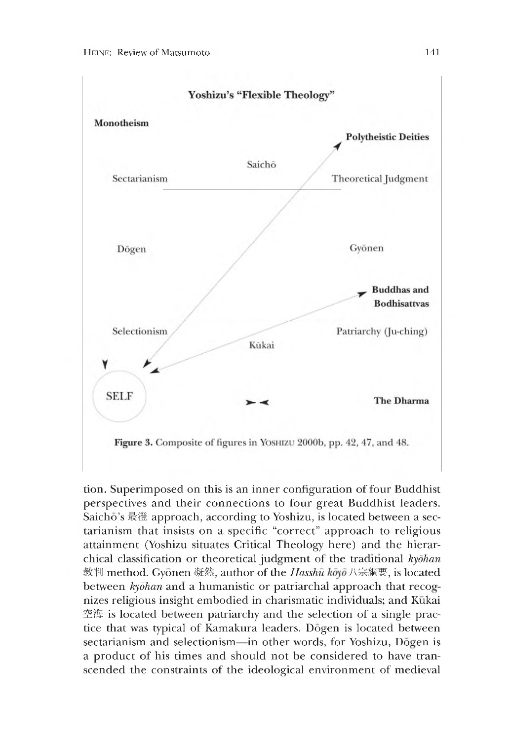**Yoshizu's "Flexible Theology"**

**Monotheism** — **Polytheistic Deities**

Saichō

Sectarianism — Theoretical Judgment

Dōgen — Gyōnen

**Buddhas and Bodhisattvas**

Selectionism — Patriarchy (Ju-ching)

Kūkai

SELF — **The Dharma**

**Figure 3.** Composite of figures in Yoshizu 2000b, pp. 42, 47, and 48.

tion. Superimposed on this is an inner configuration of four Buddhist perspectives and their connections to four great Buddhist leaders. Saichō's 最澄 approach, according to Yoshizu, is located between a sectarianism that insists on a specific "correct" approach to religious attainment (Yoshizu situates Critical Theology here) and the hierarchical classification or theoretical judgment of the traditional *kyōhan* 教判 method. Gyōnen 凝然, author of the *Hasshū kōyō* 八宗綱要, is located between *kyōhan* and a humanistic or patriarchal approach that recognizes religious insight embodied in charismatic individuals; and Kūkai 空海 is located between patriarchy and the selection of a single practice that was typical of Kamakura leaders. Dōgen is located between sectarianism and selectionism—in other words, for Yoshizu, Dōgen is a product of his times and should not be considered to have transcended the constraints of the ideological environment of medieval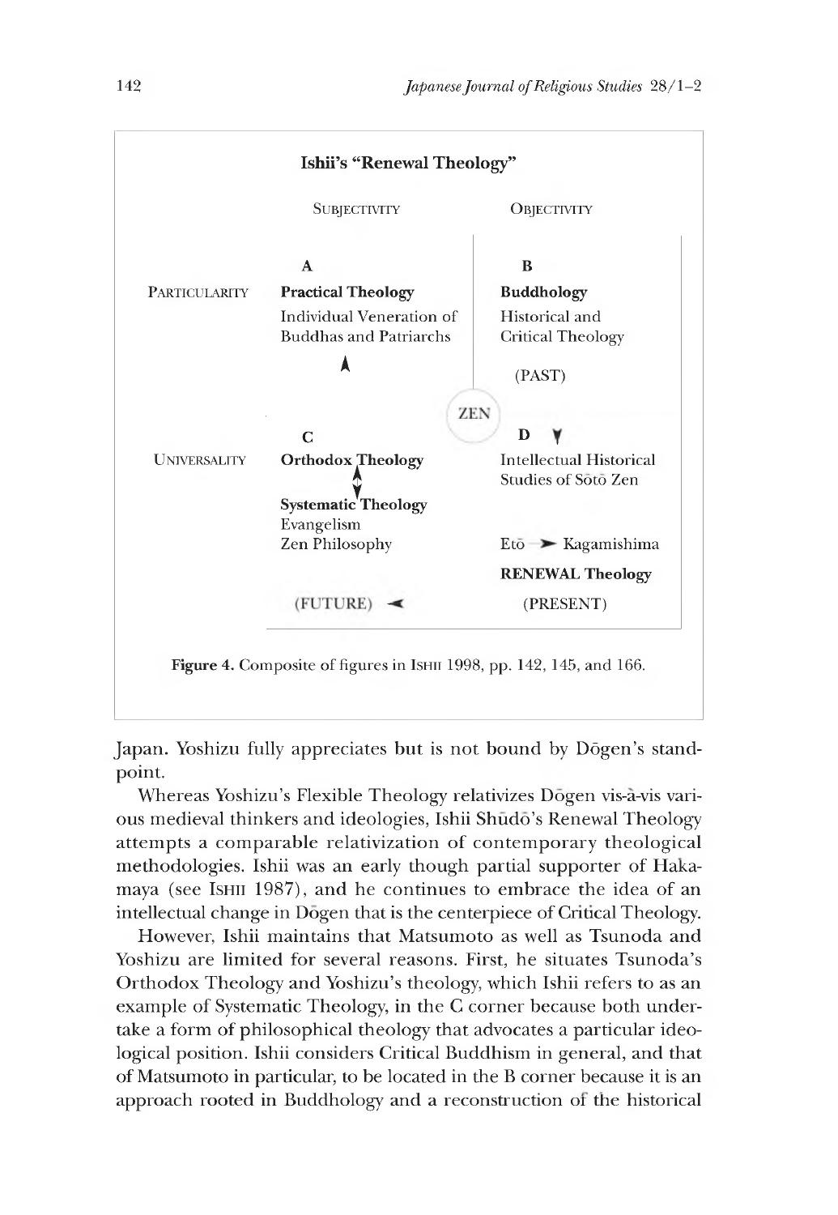**Ishii's "Renewal Theology"**

| | SUBJECTIVITY | OBJECTIVITY |
|---|---|---|
| PARTICULARITY | A<br>**Practical Theology**<br>Individual Veneration of Buddhas and Patriarchs | B<br>**Buddhology**<br>Historical and Critical Theology<br>(PAST) |
| | ZEN | |
| UNIVERSALITY | C<br>**Orthodox Theology**<br>↕<br>**Systematic Theology**<br>Evangelism<br>Zen Philosophy<br>(FUTURE) | D<br>Intellectual Historical Studies of Sōtō Zen<br>Etō ➤ Kagamishima<br>**RENEWAL Theology**<br>(PRESENT) |

**Figure 4.** Composite of figures in ISHII 1998, pp. 142, 145, and 166.

Japan. Yoshizu fully appreciates but is not bound by Dōgen's standpoint.

Whereas Yoshizu's Flexible Theology relativizes Dōgen vis-à-vis various medieval thinkers and ideologies, Ishii Shūdō's Renewal Theology attempts a comparable relativization of contemporary theological methodologies. Ishii was an early though partial supporter of Hakamaya (see ISHII 1987), and he continues to embrace the idea of an intellectual change in Dōgen that is the centerpiece of Critical Theology.

However, Ishii maintains that Matsumoto as well as Tsunoda and Yoshizu are limited for several reasons. First, he situates Tsunoda's Orthodox Theology and Yoshizu's theology, which Ishii refers to as an example of Systematic Theology, in the C corner because both undertake a form of philosophical theology that advocates a particular ideological position. Ishii considers Critical Buddhism in general, and that of Matsumoto in particular, to be located in the B corner because it is an approach rooted in Buddhology and a reconstruction of the historical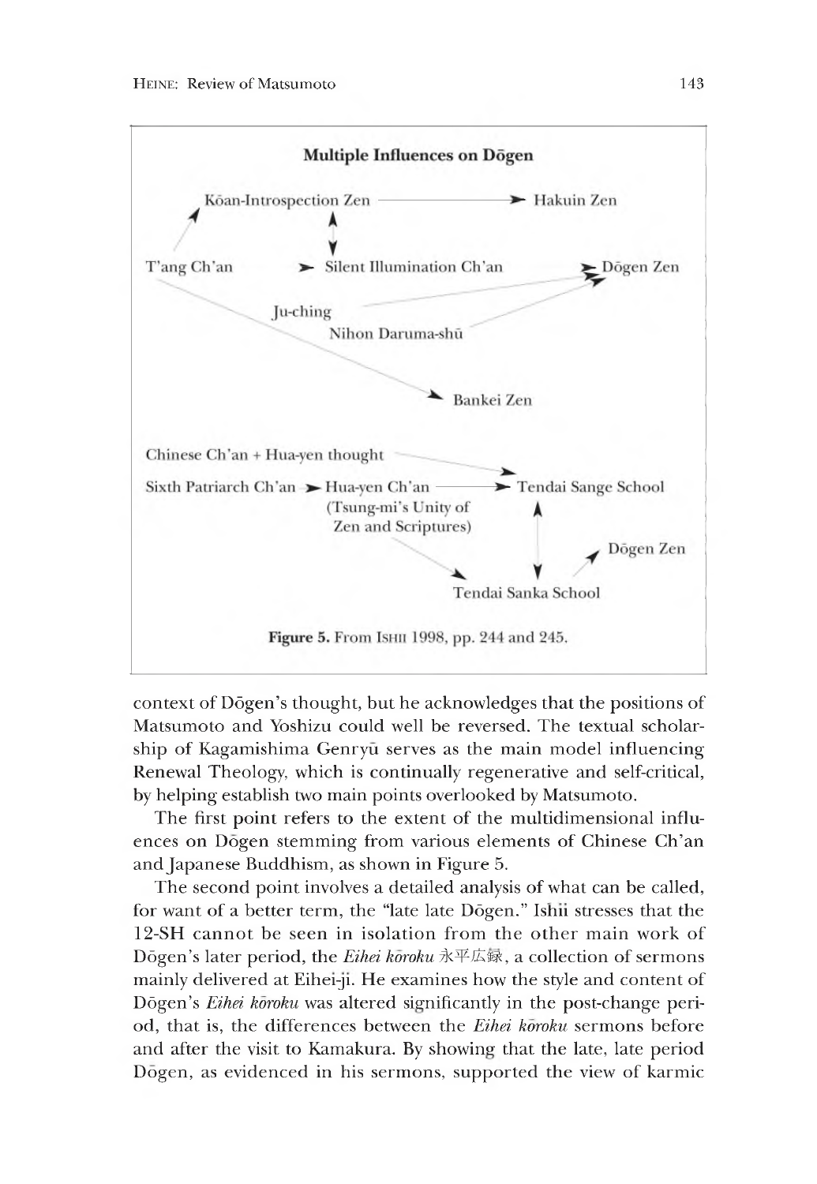**Multiple Influences on Dōgen**

Kōan-Introspection Zen → Hakuin Zen

T'ang Ch'an → Silent Illumination Ch'an → Dōgen Zen

Ju-ching

Nihon Daruma-shū

Bankei Zen

Chinese Ch'an + Hua-yen thought

Sixth Patriarch Ch'an → Hua-yen Ch'an (Tsung-mi's Unity of Zen and Scriptures) → Tendai Sange School

Dōgen Zen

Tendai Sanka School

**Figure 5.** From Ishii 1998, pp. 244 and 245.

context of Dōgen's thought, but he acknowledges that the positions of Matsumoto and Yoshizu could well be reversed. The textual scholarship of Kagamishima Genryū serves as the main model influencing Renewal Theology, which is continually regenerative and self-critical, by helping establish two main points overlooked by Matsumoto.

The first point refers to the extent of the multidimensional influences on Dōgen stemming from various elements of Chinese Ch'an and Japanese Buddhism, as shown in Figure 5.

The second point involves a detailed analysis of what can be called, for want of a better term, the "late late Dōgen." Ishii stresses that the 12-SH cannot be seen in isolation from the other main work of Dōgen's later period, the *Eihei kōroku* 永平広録, a collection of sermons mainly delivered at Eihei-ji. He examines how the style and content of Dōgen's *Eihei kōroku* was altered significantly in the post-change period, that is, the differences between the *Eihei kōroku* sermons before and after the visit to Kamakura. By showing that the late, late period Dōgen, as evidenced in his sermons, supported the view of karmic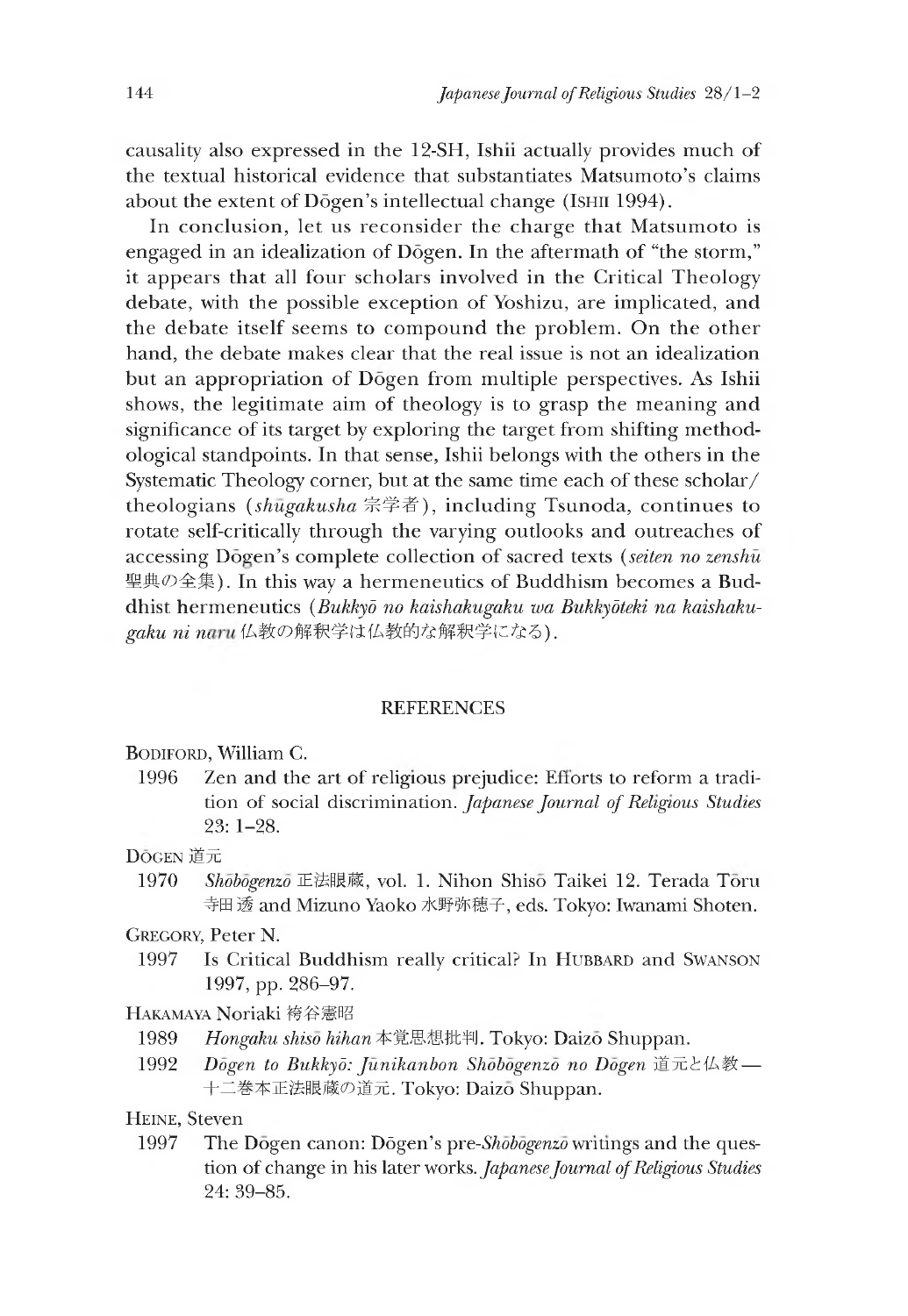causality also expressed in the 12-SH, Ishii actually provides much of the textual historical evidence that substantiates Matsumoto's claims about the extent of Dōgen's intellectual change (Ishii 1994).

In conclusion, let us reconsider the charge that Matsumoto is engaged in an idealization of Dōgen. In the aftermath of "the storm," it appears that all four scholars involved in the Critical Theology debate, with the possible exception of Yoshizu, are implicated, and the debate itself seems to compound the problem. On the other hand, the debate makes clear that the real issue is not an idealization but an appropriation of Dōgen from multiple perspectives. As Ishii shows, the legitimate aim of theology is to grasp the meaning and significance of its target by exploring the target from shifting methodological standpoints. In that sense, Ishii belongs with the others in the Systematic Theology corner, but at the same time each of these scholar/theologians (*shūgakusha* 宗学者), including Tsunoda, continues to rotate self-critically through the varying outlooks and outreaches of accessing Dōgen's complete collection of sacred texts (*seiten no zenshū* 聖典の全集). In this way a hermeneutics of Buddhism becomes a Buddhist hermeneutics (*Bukkyō no kaishakugaku wa Bukkyōteki na kaishakugaku ni naru* 仏教の解釈学は仏教的な解釈学になる).

## REFERENCES

Bodiford, William C.

1996 Zen and the art of religious prejudice: Efforts to reform a tradition of social discrimination. *Japanese Journal of Religious Studies* 23: 1–28.

Dōgen 道元

1970 *Shōbōgenzō* 正法眼蔵, vol. 1. Nihon Shisō Taikei 12. Terada Tōru 寺田透 and Mizuno Yaoko 水野弥穂子, eds. Tokyo: Iwanami Shoten.

Gregory, Peter N.

1997 Is Critical Buddhism really critical? In Hubbard and Swanson 1997, pp. 286–97.

Hakamaya Noriaki 袴谷憲昭

1989 *Hongaku shisō hihan* 本覚思想批判. Tokyo: Daizō Shuppan.

1992 *Dōgen to Bukkyō: Jūnikanbon Shōbōgenzō no Dōgen* 道元と仏教—十二巻本正法眼蔵の道元. Tokyo: Daizō Shuppan.

Heine, Steven

1997 The Dōgen canon: Dōgen's pre-*Shōbōgenzō* writings and the question of change in his later works. *Japanese Journal of Religious Studies* 24: 39–85.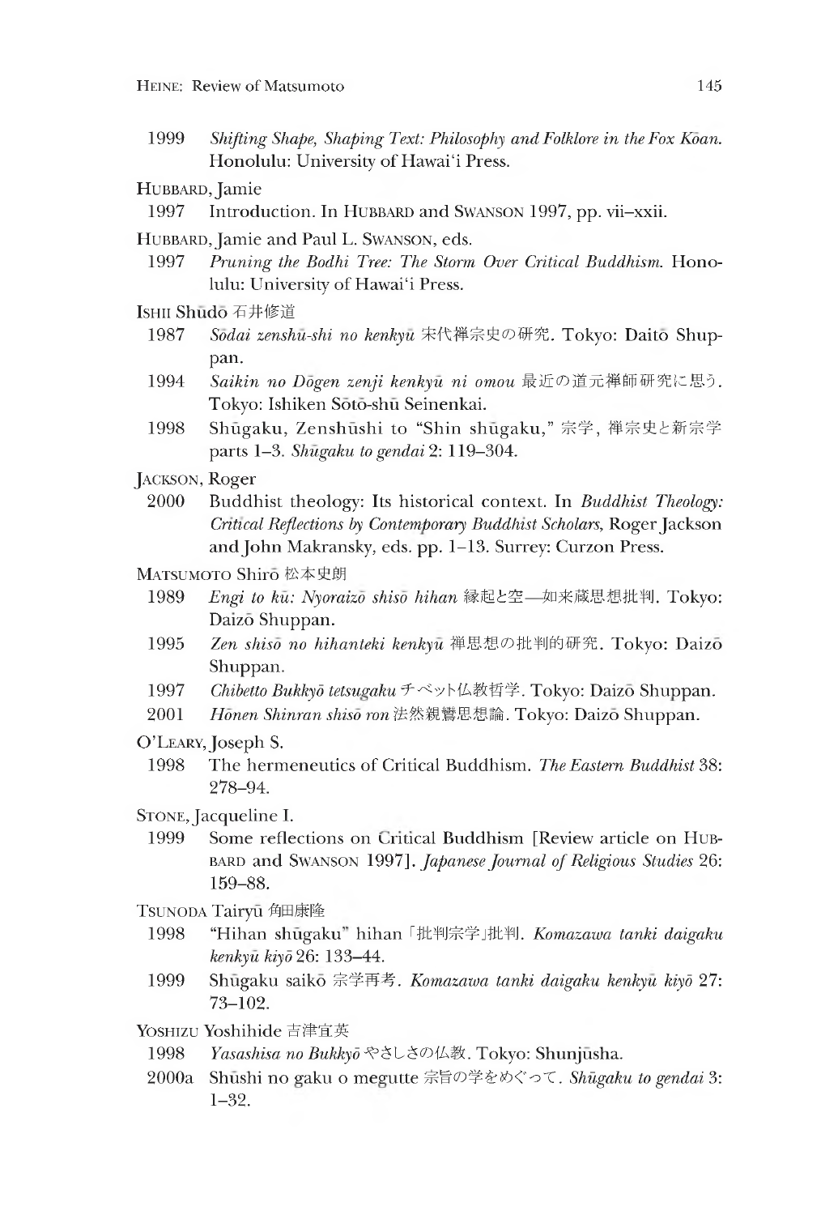1999 *Shifting Shape, Shaping Text: Philosophy and Folklore in the Fox Kōan.* Honolulu: University of Hawai'i Press.

HUBBARD, Jamie

1997 Introduction. In HUBBARD and SWANSON 1997, pp. vii–xxii.

HUBBARD, Jamie and Paul L. SWANSON, eds.

1997 *Pruning the Bodhi Tree: The Storm Over Critical Buddhism.* Honolulu: University of Hawai'i Press.

ISHII Shūdō 石井修道

1987 *Sōdai zenshū-shi no kenkyū* 宋代禅宗史の研究. Tokyo: Daitō Shuppan.

1994 *Saikin no Dōgen zenji kenkyū ni omou* 最近の道元禅師研究に思う. Tokyo: Ishiken Sōtō-shū Seinenkai.

1998 Shūgaku, Zenshūshi to "Shin shūgaku," 宗学, 禅宗史と新宗学 parts 1–3. *Shūgaku to gendai* 2: 119–304.

JACKSON, Roger

2000 Buddhist theology: Its historical context. In *Buddhist Theology: Critical Reflections by Contemporary Buddhist Scholars,* Roger Jackson and John Makransky, eds. pp. 1–13. Surrey: Curzon Press.

MATSUMOTO Shirō 松本史朗

1989 *Engi to kū: Nyoraizō shisō hihan* 縁起と空—如来蔵思想批判. Tokyo: Daizō Shuppan.

1995 *Zen shisō no hihanteki kenkyū* 禅思想の批判的研究. Tokyo: Daizō Shuppan.

1997 *Chibetto Bukkyō tetsugaku* チベット仏教哲学. Tokyo: Daizō Shuppan.

2001 *Hōnen Shinran shisō ron* 法然親鸞思想論. Tokyo: Daizō Shuppan.

O'LEARY, Joseph S.

1998 The hermeneutics of Critical Buddhism. *The Eastern Buddhist* 38: 278–94.

STONE, Jacqueline I.

1999 Some reflections on Critical Buddhism [Review article on HUBBARD and SWANSON 1997]. *Japanese Journal of Religious Studies* 26: 159–88.

TSUNODA Tairyū 角田泰隆

1998 "Hihan shūgaku" hihan「批判宗学」批判. *Komazawa tanki daigaku kenkyū kiyō* 26: 133–44.

1999 Shūgaku saikō 宗学再考. *Komazawa tanki daigaku kenkyū kiyō* 27: 73–102.

YOSHIZU Yoshihide 吉津宜英

1998 *Yasashisa no Bukkyō* やさしさの仏教. Tokyo: Shunjūsha.

2000a Shūshi no gaku o megutte 宗旨の学をめぐって. *Shūgaku to gendai* 3: 1–32.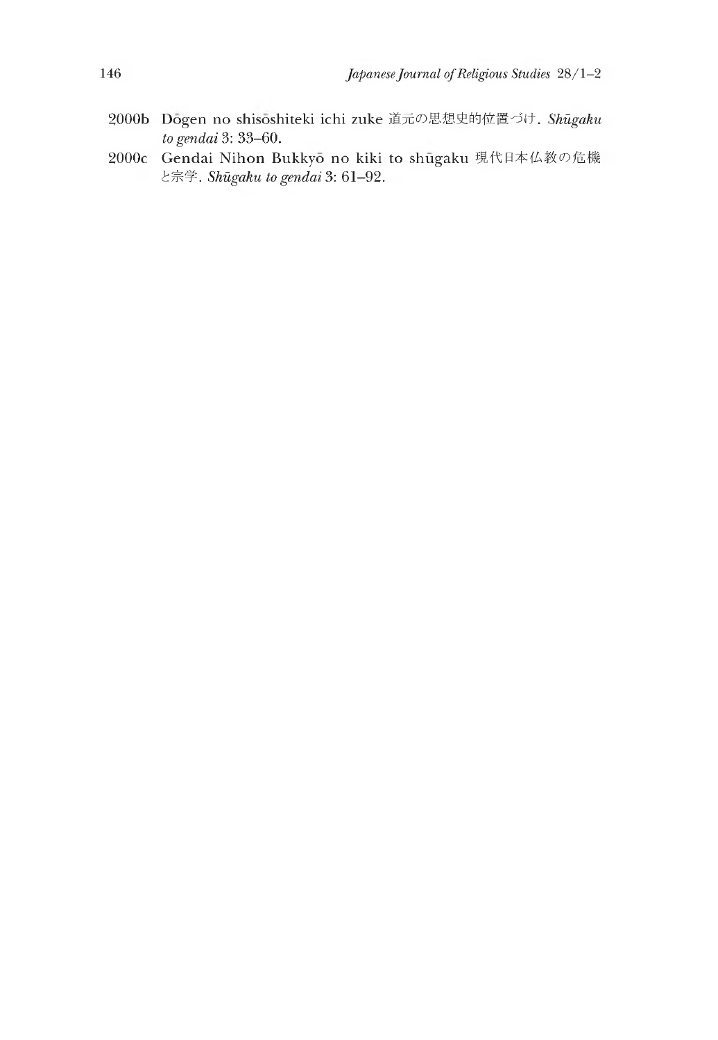2000b Dōgen no shisōshiteki ichi zuke 道元の思想史的位置づけ. *Shūgaku to gendai* 3: 33–60.

2000c Gendai Nihon Bukkyō no kiki to shūgaku 現代日本仏教の危機と宗学. *Shūgaku to gendai* 3: 61–92.